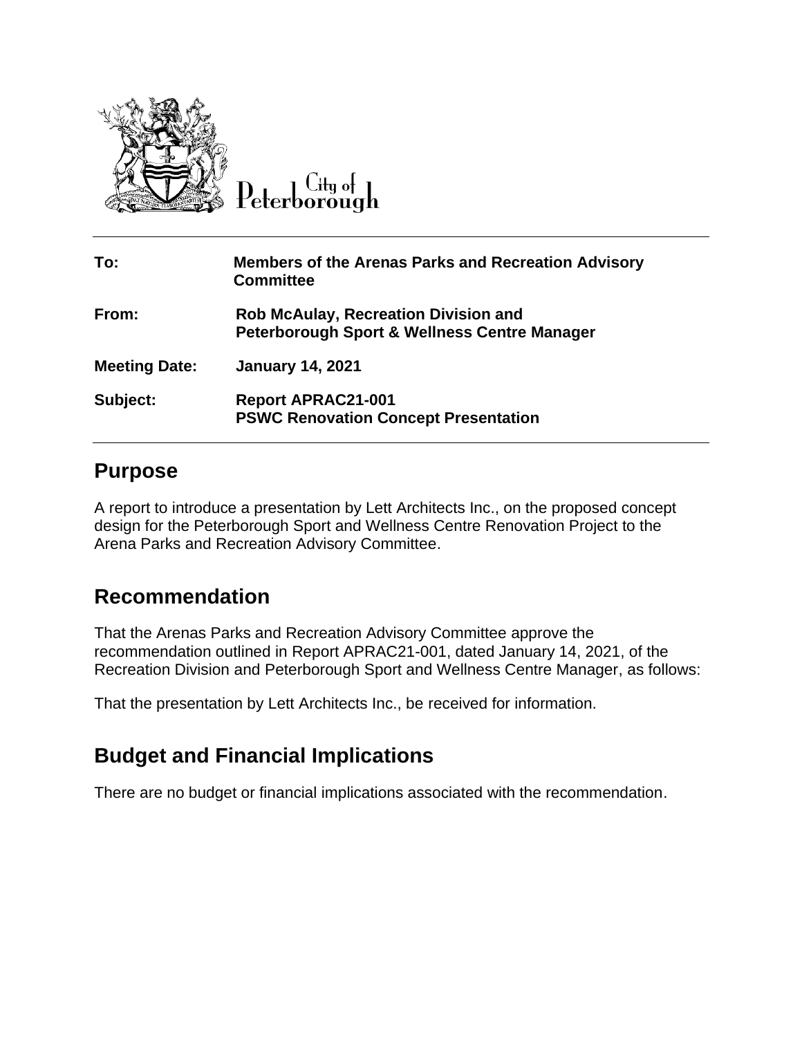City of Peterborough

| | |
|---|---|
| **To:** | **Members of the Arenas Parks and Recreation Advisory Committee** |
| **From:** | **Rob McAulay, Recreation Division and Peterborough Sport & Wellness Centre Manager** |
| **Meeting Date:** | **January 14, 2021** |
| **Subject:** | **Report APRAC21-001 PSWC Renovation Concept Presentation** |

## Purpose

A report to introduce a presentation by Lett Architects Inc., on the proposed concept design for the Peterborough Sport and Wellness Centre Renovation Project to the Arena Parks and Recreation Advisory Committee.

## Recommendation

That the Arenas Parks and Recreation Advisory Committee approve the recommendation outlined in Report APRAC21-001, dated January 14, 2021, of the Recreation Division and Peterborough Sport and Wellness Centre Manager, as follows:

That the presentation by Lett Architects Inc., be received for information.

## Budget and Financial Implications

There are no budget or financial implications associated with the recommendation.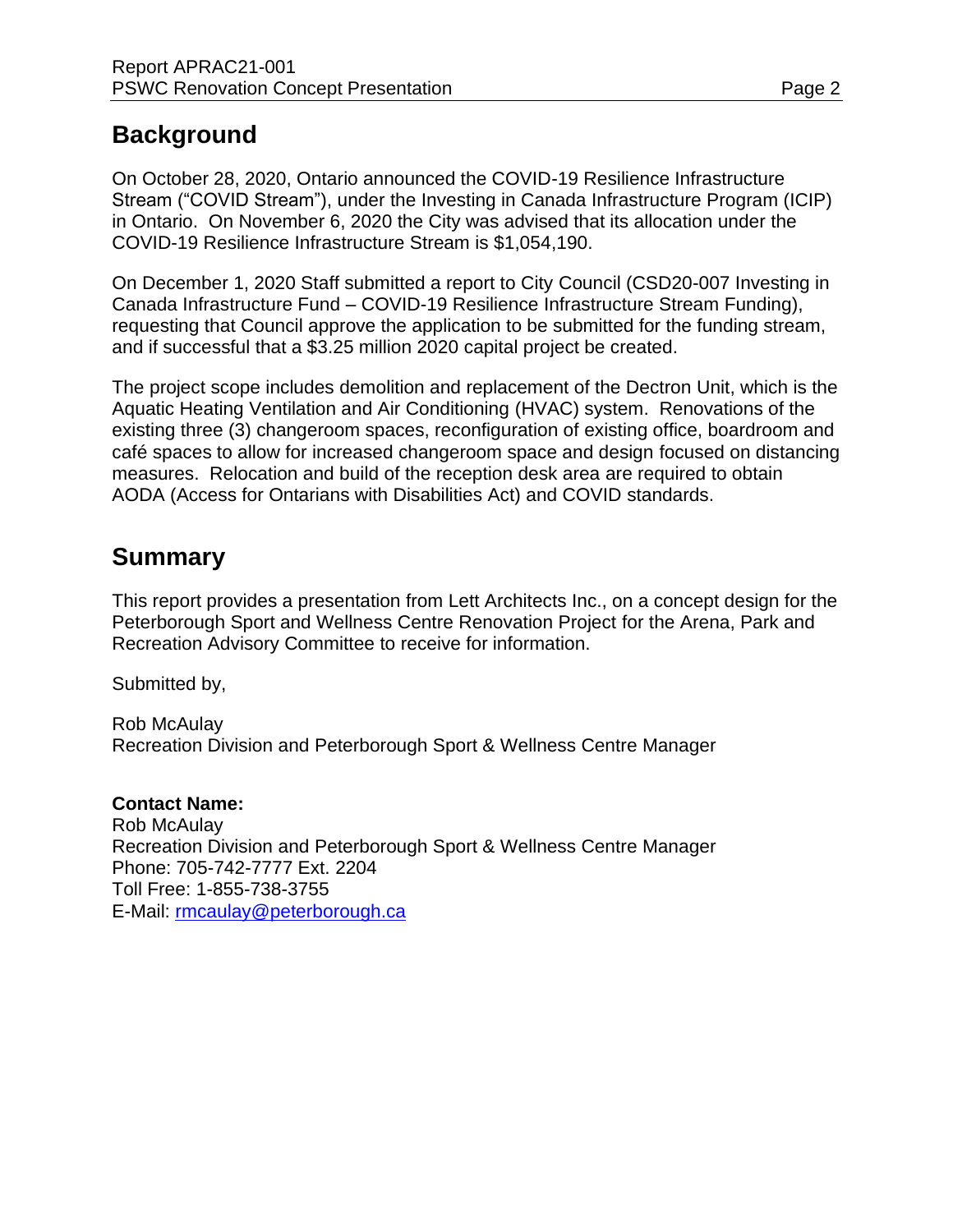## Background

On October 28, 2020, Ontario announced the COVID-19 Resilience Infrastructure Stream ("COVID Stream"), under the Investing in Canada Infrastructure Program (ICIP) in Ontario. On November 6, 2020 the City was advised that its allocation under the COVID-19 Resilience Infrastructure Stream is $1,054,190.

On December 1, 2020 Staff submitted a report to City Council (CSD20-007 Investing in Canada Infrastructure Fund – COVID-19 Resilience Infrastructure Stream Funding), requesting that Council approve the application to be submitted for the funding stream, and if successful that a $3.25 million 2020 capital project be created.

The project scope includes demolition and replacement of the Dectron Unit, which is the Aquatic Heating Ventilation and Air Conditioning (HVAC) system. Renovations of the existing three (3) changeroom spaces, reconfiguration of existing office, boardroom and café spaces to allow for increased changeroom space and design focused on distancing measures. Relocation and build of the reception desk area are required to obtain AODA (Access for Ontarians with Disabilities Act) and COVID standards.

## Summary

This report provides a presentation from Lett Architects Inc., on a concept design for the Peterborough Sport and Wellness Centre Renovation Project for the Arena, Park and Recreation Advisory Committee to receive for information.

Submitted by,

Rob McAulay
Recreation Division and Peterborough Sport & Wellness Centre Manager

**Contact Name:**
Rob McAulay
Recreation Division and Peterborough Sport & Wellness Centre Manager
Phone: 705-742-7777 Ext. 2204
Toll Free: 1-855-738-3755
E-Mail: rmcaulay@peterborough.ca